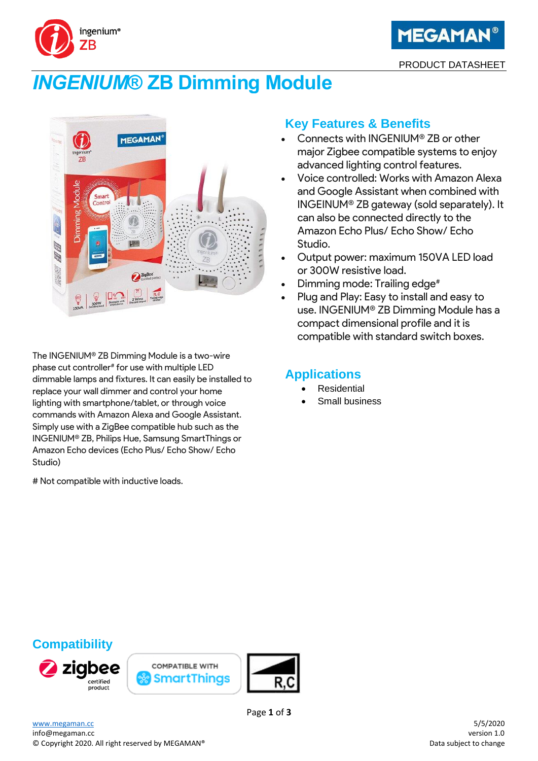PRODUCT DATASHEET

# *INGENIUM*® ZB Dimming Module

## Key Features & Benefits

- Connects with INGENIUM® ZB or other major Zigbee compatible systems to enjoy advanced lighting control features.
- Voice controlled: Works with Amazon Alexa and Google Assistant when combined with INGEINUM® ZB gateway (sold separately). It can also be connected directly to the Amazon Echo Plus/ Echo Show/ Echo Studio.
- Output power: maximum 150VA LED load or 300W resistive load.
- Dimming mode: Trailing edge#
- Plug and Play: Easy to install and easy to use. INGENIUM® ZB Dimming Module has a compact dimensional profile and it is compatible with standard switch boxes.

The INGENIUM® ZB Dimming Module is a two-wire phase cut controller# for use with multiple LED dimmable lamps and fixtures. It can easily be installed to replace your wall dimmer and control your home lighting with smartphone/tablet, or through voice commands with Amazon Alexa and Google Assistant. Simply use with a ZigBee compatible hub such as the INGENIUM® ZB, Philips Hue, Samsung SmartThings or Amazon Echo devices (Echo Plus/ Echo Show/ Echo Studio)

# Not compatible with inductive loads.

## Applications

- Residential
- Small business

## Compatibility

zigbee certified product

COMPATIBLE WITH SmartThings

R,C

www.megaman.cc
info@megaman.cc
© Copyright 2020. All right reserved by MEGAMAN®

5/5/2020
version 1.0
Data subject to change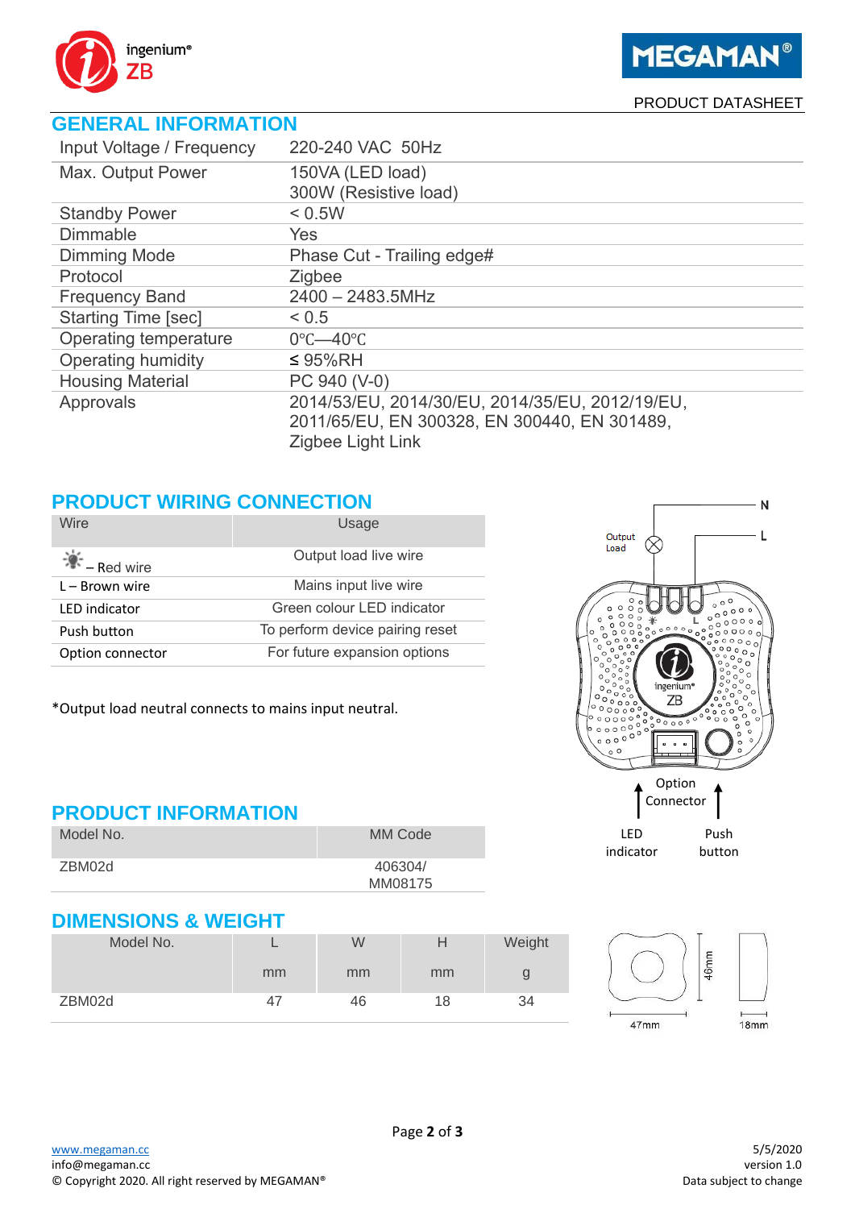PRODUCT DATASHEET

## GENERAL INFORMATION

| | |
|---|---|
| Input Voltage / Frequency | 220-240 VAC 50Hz |
| Max. Output Power | 150VA (LED load)<br>300W (Resistive load) |
| Standby Power | < 0.5W |
| Dimmable | Yes |
| Dimming Mode | Phase Cut - Trailing edge# |
| Protocol | Zigbee |
| Frequency Band | 2400 – 2483.5MHz |
| Starting Time [sec] | < 0.5 |
| Operating temperature | 0℃—40℃ |
| Operating humidity | ≤ 95%RH |
| Housing Material | PC 940 (V-0) |
| Approvals | 2014/53/EU, 2014/30/EU, 2014/35/EU, 2012/19/EU, 2011/65/EU, EN 300328, EN 300440, EN 301489, Zigbee Light Link |

## PRODUCT WIRING CONNECTION

| Wire | Usage |
|---|---|
| – Red wire | Output load live wire |
| L – Brown wire | Mains input live wire |
| LED indicator | Green colour LED indicator |
| Push button | To perform device pairing reset |
| Option connector | For future expansion options |

*Output load neutral connects to mains input neutral.

N
L
Output Load
Option Connector
LED indicator
Push button

## PRODUCT INFORMATION

| Model No. | MM Code |
|---|---|
| ZBM02d | 406304/<br>MM08175 |

## DIMENSIONS & WEIGHT

| Model No. | L<br>mm | W<br>mm | H<br>mm | Weight<br>g |
|---|---|---|---|---|
| ZBM02d | 47 | 46 | 18 | 34 |

46mm
47mm
18mm

www.megaman.cc
info@megaman.cc
© Copyright 2020. All right reserved by MEGAMAN®

5/5/2020
version 1.0
Data subject to change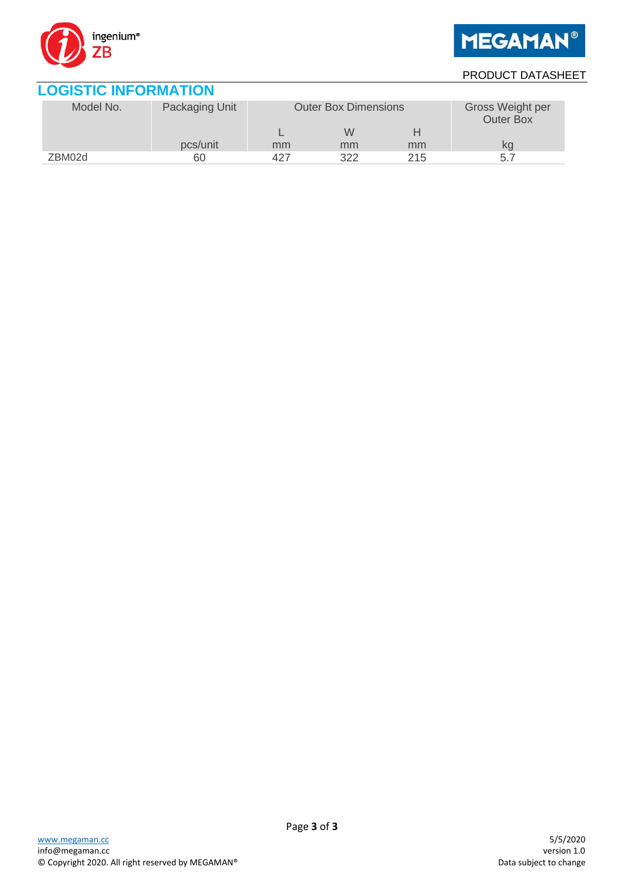## LOGISTIC INFORMATION

| Model No. | Packaging Unit | Outer Box Dimensions | | | Gross Weight per Outer Box |
|---|---|---|---|---|---|
| | | L | W | H | |
| | pcs/unit | mm | mm | mm | kg |
| ZBM02d | 60 | 427 | 322 | 215 | 5.7 |

www.megaman.cc
info@megaman.cc
© Copyright 2020. All right reserved by MEGAMAN®

5/5/2020
version 1.0
Data subject to change